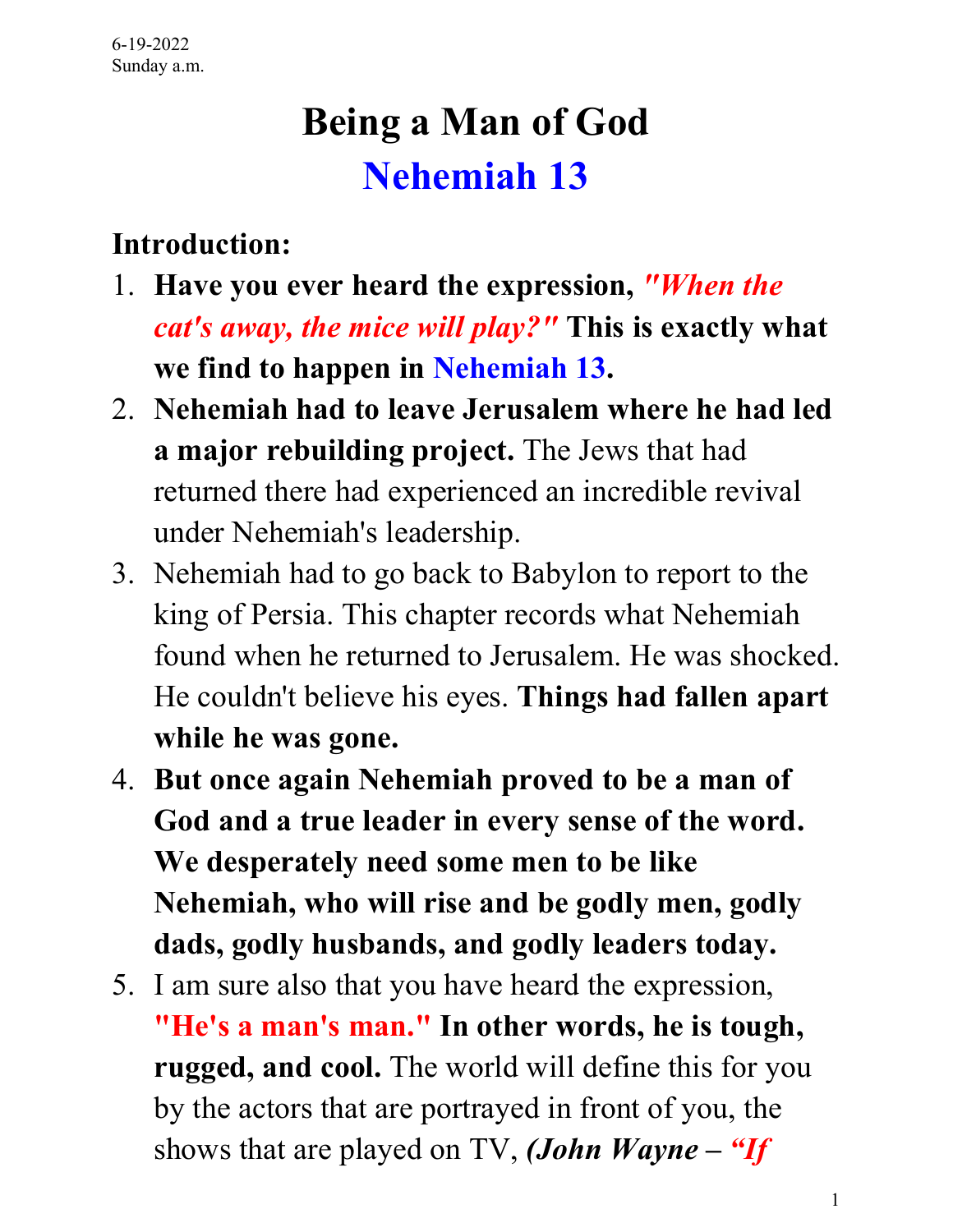6-19-2022
Sunday a.m.

# Being a Man of God

## Nehemiah 13

### Introduction:

1. **Have you ever heard the expression, *"When the cat's away, the mice will play?"* This is exactly what we find to happen in Nehemiah 13.**
2. **Nehemiah had to leave Jerusalem where he had led a major rebuilding project.** The Jews that had returned there had experienced an incredible revival under Nehemiah's leadership.
3. Nehemiah had to go back to Babylon to report to the king of Persia. This chapter records what Nehemiah found when he returned to Jerusalem. He was shocked. He couldn't believe his eyes. **Things had fallen apart while he was gone.**
4. **But once again Nehemiah proved to be a man of God and a true leader in every sense of the word. We desperately need some men to be like Nehemiah, who will rise and be godly men, godly dads, godly husbands, and godly leaders today.**
5. I am sure also that you have heard the expression, **"He's a man's man." In other words, he is tough, rugged, and cool.** The world will define this for you by the actors that are portrayed in front of you, the shows that are played on TV, ***(John Wayne – "If***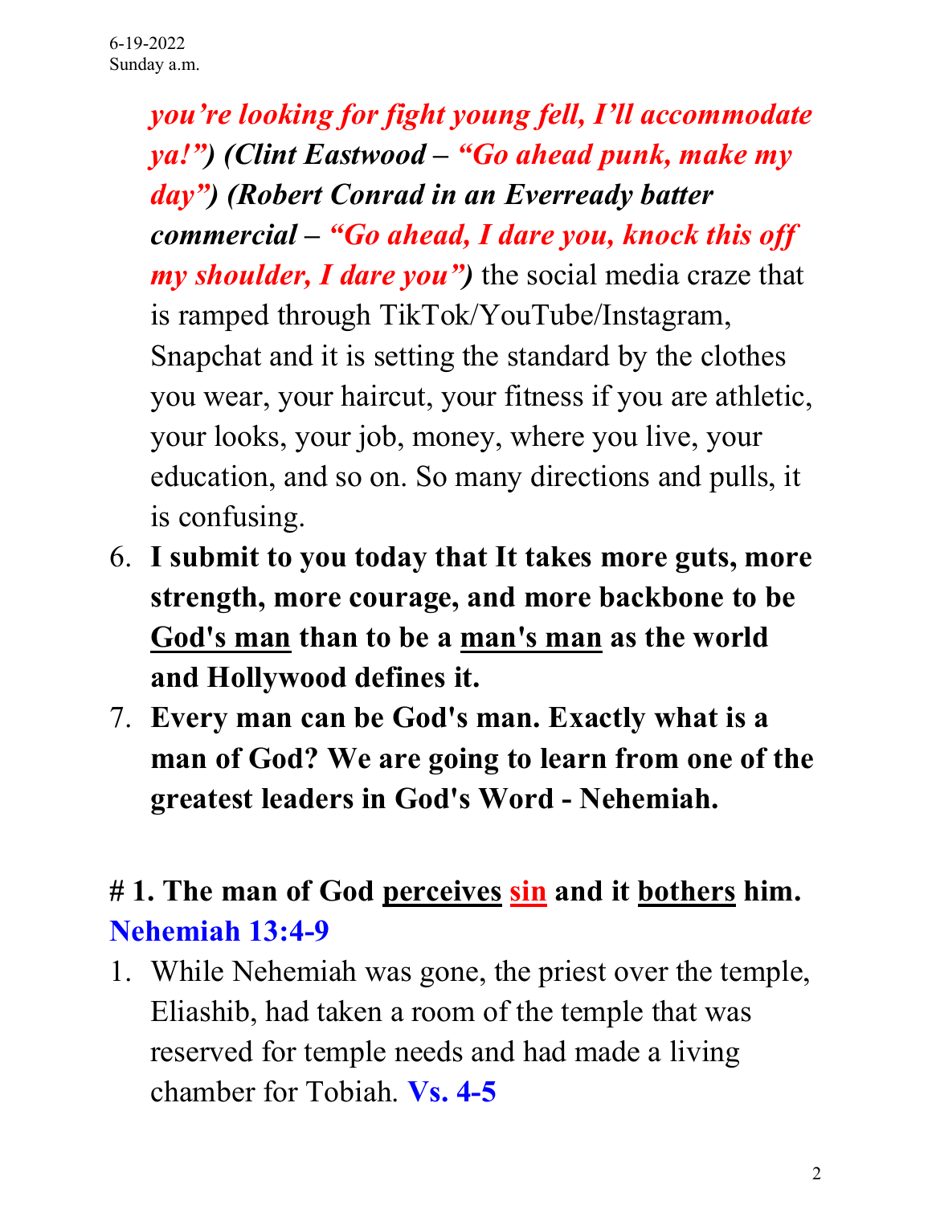6-19-2022
Sunday a.m.

***you're looking for fight young fell, I'll accommodate ya!") (Clint Eastwood – "Go ahead punk, make my day") (Robert Conrad in an Everready batter commercial – "Go ahead, I dare you, knock this off my shoulder, I dare you")*** the social media craze that is ramped through TikTok/YouTube/Instagram, Snapchat and it is setting the standard by the clothes you wear, your haircut, your fitness if you are athletic, your looks, your job, money, where you live, your education, and so on. So many directions and pulls, it is confusing.

6. **I submit to you today that It takes more guts, more strength, more courage, and more backbone to be <u>God's man</u> than to be a <u>man's man</u> as the world and Hollywood defines it.**
7. **Every man can be God's man. Exactly what is a man of God? We are going to learn from one of the greatest leaders in God's Word - Nehemiah.**

## # 1. The man of God <u>perceives</u> <u>sin</u> and it <u>bothers</u> him. Nehemiah 13:4-9

1. While Nehemiah was gone, the priest over the temple, Eliashib, had taken a room of the temple that was reserved for temple needs and had made a living chamber for Tobiah. **Vs. 4-5**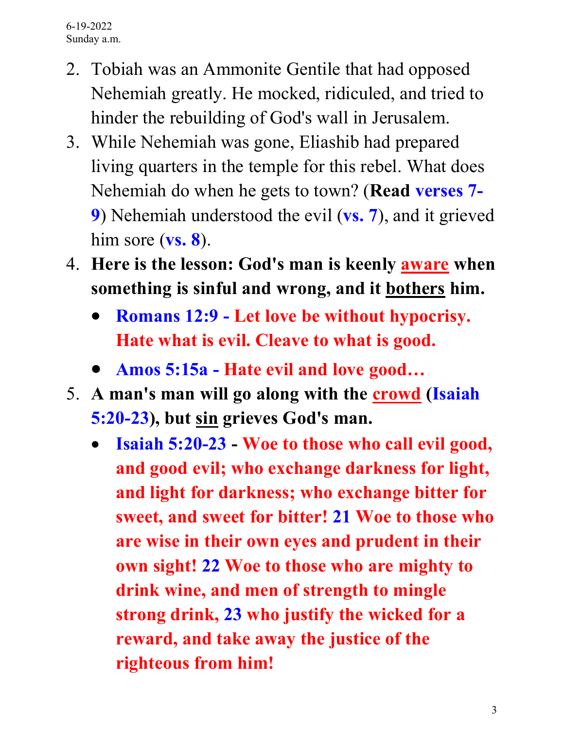6-19-2022
Sunday a.m.

2. Tobiah was an Ammonite Gentile that had opposed Nehemiah greatly. He mocked, ridiculed, and tried to hinder the rebuilding of God's wall in Jerusalem.
3. While Nehemiah was gone, Eliashib had prepared living quarters in the temple for this rebel. What does Nehemiah do when he gets to town? (**Read verses 7-9**) Nehemiah understood the evil (**vs. 7**), and it grieved him sore (**vs. 8**).
4. **Here is the lesson: God's man is keenly <u>aware</u> when something is sinful and wrong, and it <u>bothers</u> him.**
   - **Romans 12:9 - Let love be without hypocrisy. Hate what is evil. Cleave to what is good.**
   - **Amos 5:15a - Hate evil and love good…**
5. **A man's man will go along with the <u>crowd</u> (Isaiah 5:20-23), but <u>sin</u> grieves God's man.**
   - **Isaiah 5:20-23 - Woe to those who call evil good, and good evil; who exchange darkness for light, and light for darkness; who exchange bitter for sweet, and sweet for bitter! 21 Woe to those who are wise in their own eyes and prudent in their own sight! 22 Woe to those who are mighty to drink wine, and men of strength to mingle strong drink, 23 who justify the wicked for a reward, and take away the justice of the righteous from him!**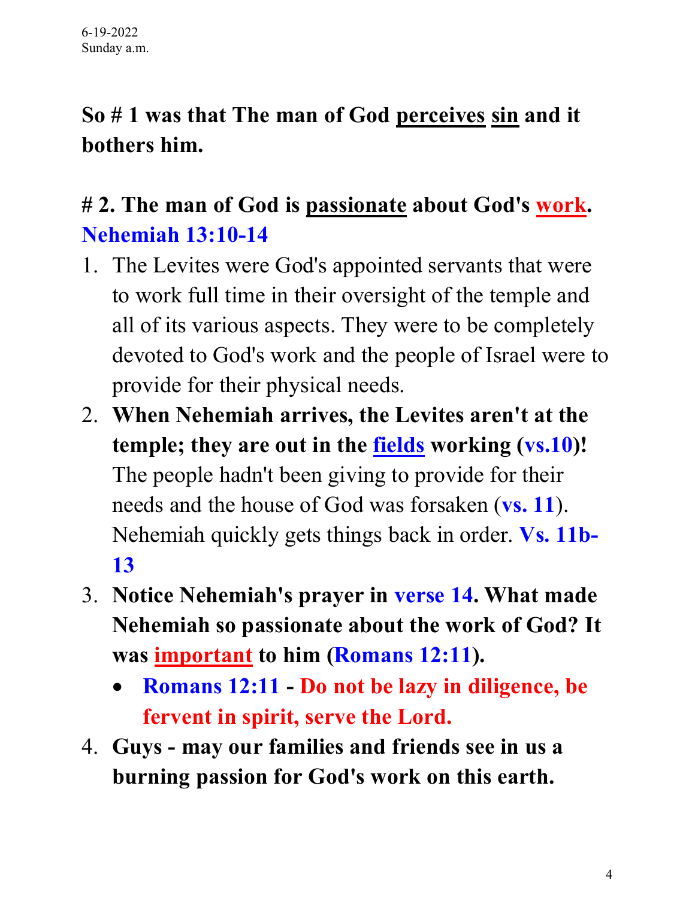6-19-2022
Sunday a.m.

**So # 1 was that The man of God <u>perceives</u> <u>sin</u> and it bothers him.**

## # 2. The man of God is <u>passionate</u> about God's <u>work</u>. Nehemiah 13:10-14

1. The Levites were God's appointed servants that were to work full time in their oversight of the temple and all of its various aspects. They were to be completely devoted to God's work and the people of Israel were to provide for their physical needs.
2. **When Nehemiah arrives, the Levites aren't at the temple; they are out in the <u>fields</u> working (vs.10)!** The people hadn't been giving to provide for their needs and the house of God was forsaken (**vs. 11**). Nehemiah quickly gets things back in order. **Vs. 11b-13**
3. **Notice Nehemiah's prayer in verse 14. What made Nehemiah so passionate about the work of God? It was <u>important</u> to him (Romans 12:11).**
   - **Romans 12:11 - Do not be lazy in diligence, be fervent in spirit, serve the Lord.**
4. **Guys - may our families and friends see in us a burning passion for God's work on this earth.**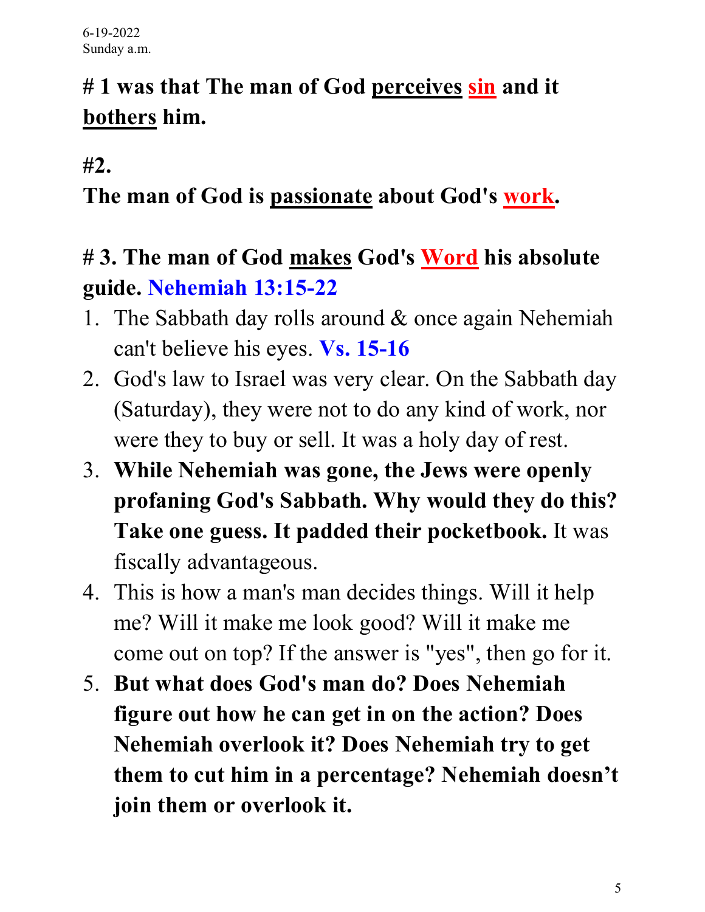6-19-2022
Sunday a.m.

**# 1 was that The man of God perceives sin and it bothers him.**

**#2.**

**The man of God is passionate about God's work.**

**# 3. The man of God makes God's Word his absolute guide. Nehemiah 13:15-22**

1. The Sabbath day rolls around & once again Nehemiah can't believe his eyes. **Vs. 15-16**
2. God's law to Israel was very clear. On the Sabbath day (Saturday), they were not to do any kind of work, nor were they to buy or sell. It was a holy day of rest.
3. **While Nehemiah was gone, the Jews were openly profaning God's Sabbath. Why would they do this? Take one guess. It padded their pocketbook.** It was fiscally advantageous.
4. This is how a man's man decides things. Will it help me? Will it make me look good? Will it make me come out on top? If the answer is "yes", then go for it.
5. **But what does God's man do? Does Nehemiah figure out how he can get in on the action? Does Nehemiah overlook it? Does Nehemiah try to get them to cut him in a percentage? Nehemiah doesn't join them or overlook it.**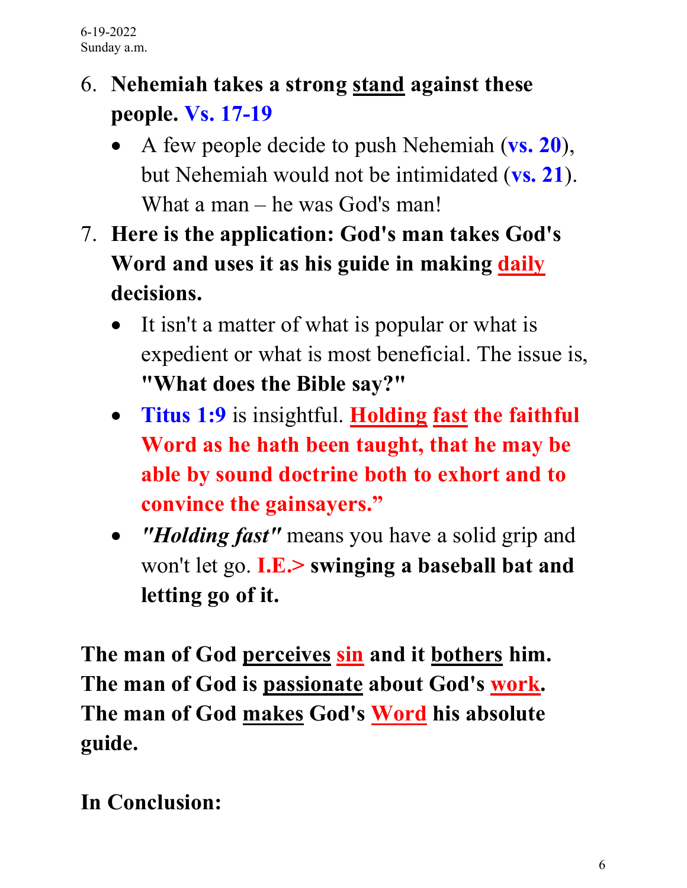6-19-2022
Sunday a.m.

6. **Nehemiah takes a strong stand against these people. Vs. 17-19**
   - A few people decide to push Nehemiah (**vs. 20**), but Nehemiah would not be intimidated (**vs. 21**). What a man – he was God's man!
7. **Here is the application: God's man takes God's Word and uses it as his guide in making daily decisions.**
   - It isn't a matter of what is popular or what is expedient or what is most beneficial. The issue is, **"What does the Bible say?"**
   - **Titus 1:9** is insightful. **Holding fast the faithful Word as he hath been taught, that he may be able by sound doctrine both to exhort and to convince the gainsayers."**
   - ***"Holding fast"*** means you have a solid grip and won't let go. **I.E.> swinging a baseball bat and letting go of it.**

**The man of God perceives sin and it bothers him.**
**The man of God is passionate about God's work.**
**The man of God makes God's Word his absolute guide.**

**In Conclusion:**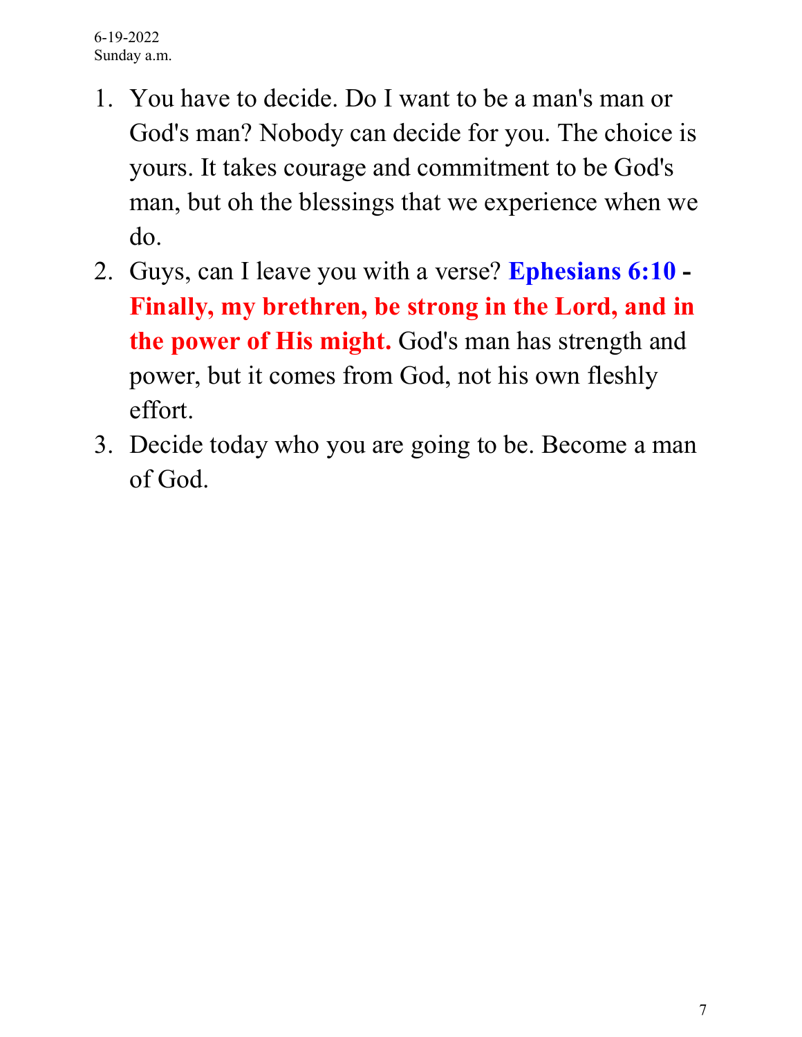6-19-2022
Sunday a.m.

1. You have to decide. Do I want to be a man's man or God's man? Nobody can decide for you. The choice is yours. It takes courage and commitment to be God's man, but oh the blessings that we experience when we do.
2. Guys, can I leave you with a verse? **Ephesians 6:10 - Finally, my brethren, be strong in the Lord, and in the power of His might.** God's man has strength and power, but it comes from God, not his own fleshly effort.
3. Decide today who you are going to be. Become a man of God.